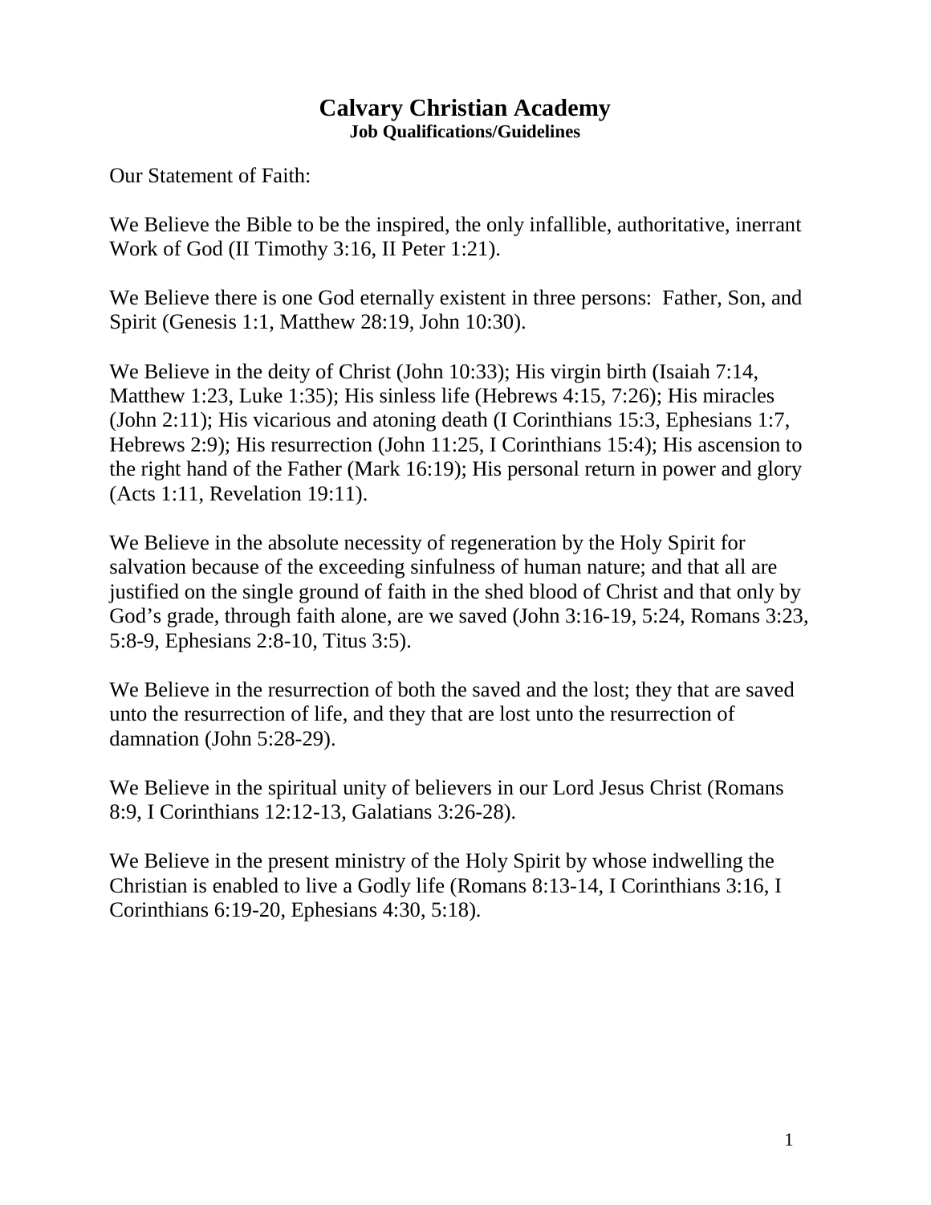# Calvary Christian Academy
### Job Qualifications/Guidelines

Our Statement of Faith:

We Believe the Bible to be the inspired, the only infallible, authoritative, inerrant Work of God (II Timothy 3:16, II Peter 1:21).

We Believe there is one God eternally existent in three persons: Father, Son, and Spirit (Genesis 1:1, Matthew 28:19, John 10:30).

We Believe in the deity of Christ (John 10:33); His virgin birth (Isaiah 7:14, Matthew 1:23, Luke 1:35); His sinless life (Hebrews 4:15, 7:26); His miracles (John 2:11); His vicarious and atoning death (I Corinthians 15:3, Ephesians 1:7, Hebrews 2:9); His resurrection (John 11:25, I Corinthians 15:4); His ascension to the right hand of the Father (Mark 16:19); His personal return in power and glory (Acts 1:11, Revelation 19:11).

We Believe in the absolute necessity of regeneration by the Holy Spirit for salvation because of the exceeding sinfulness of human nature; and that all are justified on the single ground of faith in the shed blood of Christ and that only by God's grade, through faith alone, are we saved (John 3:16-19, 5:24, Romans 3:23, 5:8-9, Ephesians 2:8-10, Titus 3:5).

We Believe in the resurrection of both the saved and the lost; they that are saved unto the resurrection of life, and they that are lost unto the resurrection of damnation (John 5:28-29).

We Believe in the spiritual unity of believers in our Lord Jesus Christ (Romans 8:9, I Corinthians 12:12-13, Galatians 3:26-28).

We Believe in the present ministry of the Holy Spirit by whose indwelling the Christian is enabled to live a Godly life (Romans 8:13-14, I Corinthians 3:16, I Corinthians 6:19-20, Ephesians 4:30, 5:18).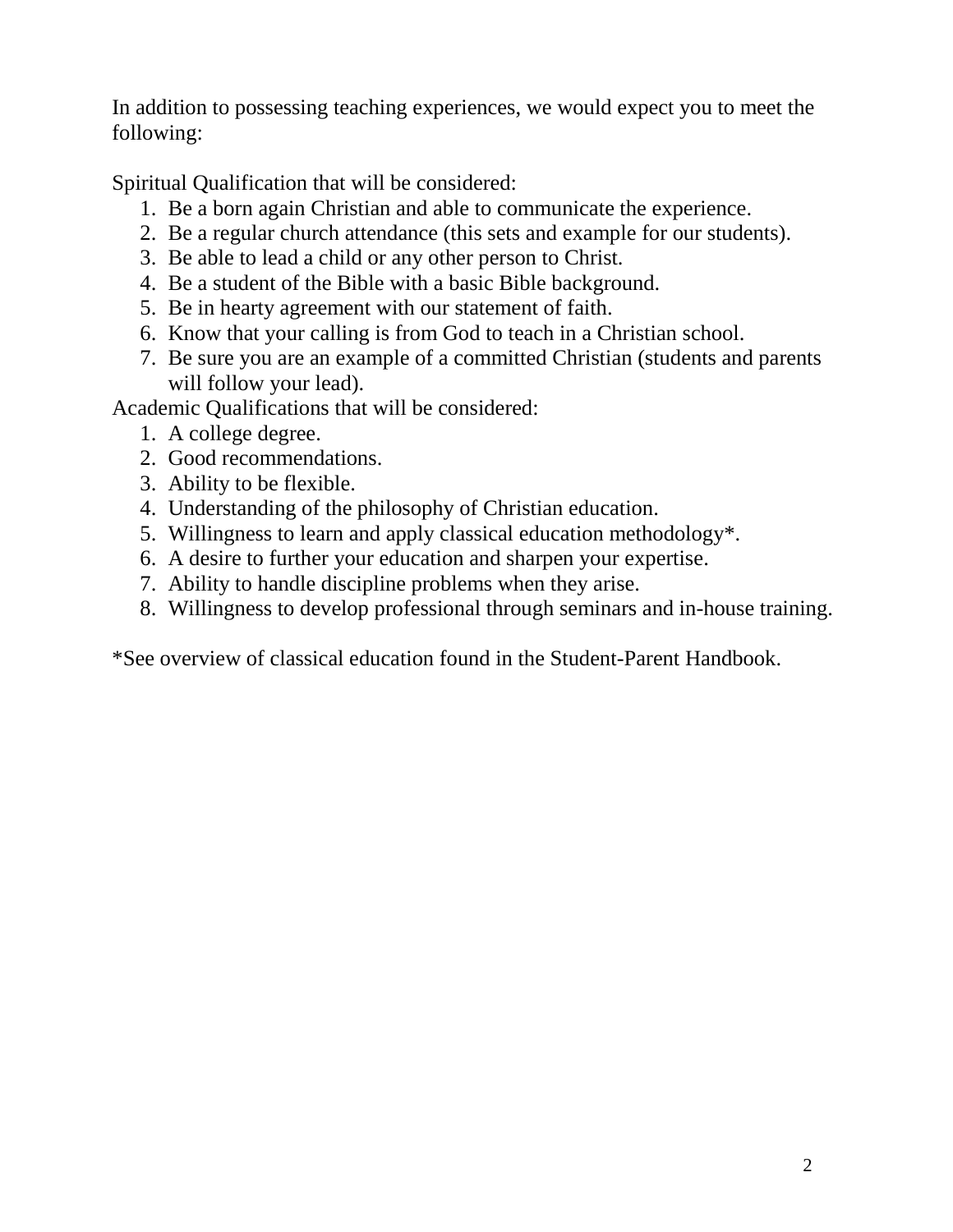In addition to possessing teaching experiences, we would expect you to meet the following:

Spiritual Qualification that will be considered:

1. Be a born again Christian and able to communicate the experience.
2. Be a regular church attendance (this sets and example for our students).
3. Be able to lead a child or any other person to Christ.
4. Be a student of the Bible with a basic Bible background.
5. Be in hearty agreement with our statement of faith.
6. Know that your calling is from God to teach in a Christian school.
7. Be sure you are an example of a committed Christian (students and parents will follow your lead).

Academic Qualifications that will be considered:

1. A college degree.
2. Good recommendations.
3. Ability to be flexible.
4. Understanding of the philosophy of Christian education.
5. Willingness to learn and apply classical education methodology*.
6. A desire to further your education and sharpen your expertise.
7. Ability to handle discipline problems when they arise.
8. Willingness to develop professional through seminars and in-house training.

*See overview of classical education found in the Student-Parent Handbook.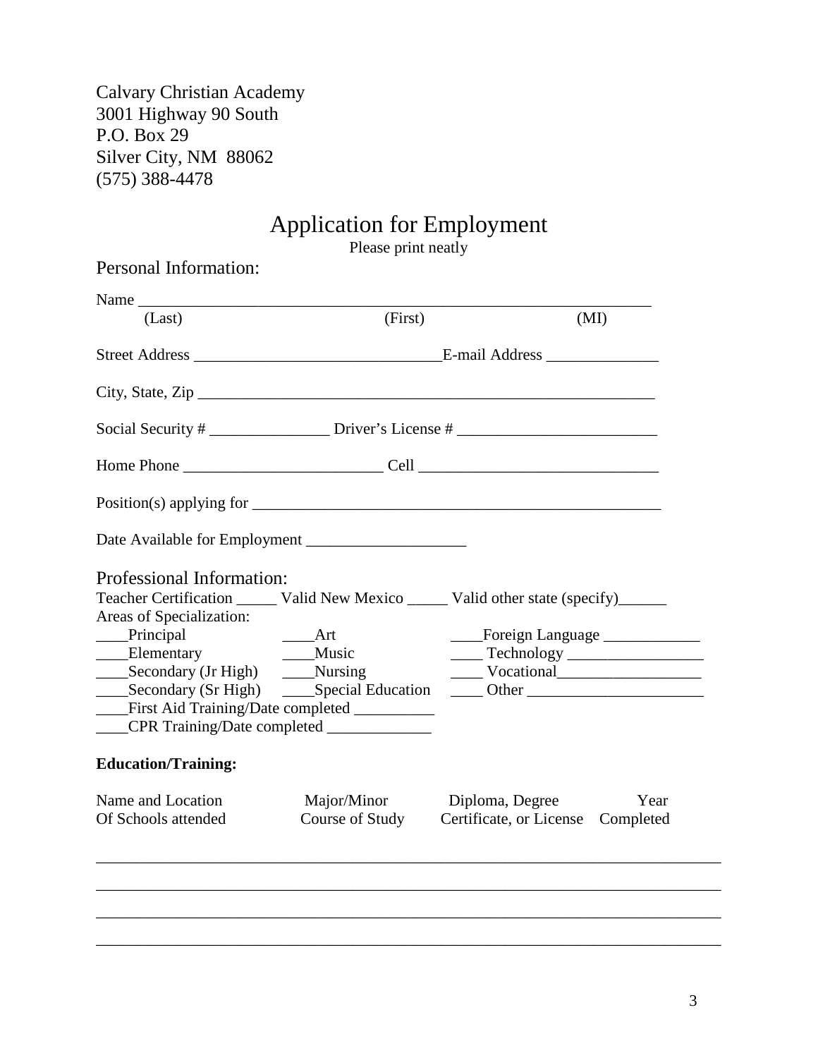Calvary Christian Academy
3001 Highway 90 South
P.O. Box 29
Silver City, NM 88062
(575) 388-4478

# Application for Employment

Please print neatly

## Personal Information:

Name ___________________________________________________________________
(Last) (First) (MI)

Street Address ______________________________E-mail Address ______________

City, State, Zip _________________________________________________________

Social Security # _______________ Driver's License # _________________________

Home Phone _________________________ Cell ______________________________

Position(s) applying for ____________________________________________________

Date Available for Employment ____________________

## Professional Information:

Teacher Certification _____ Valid New Mexico _____ Valid other state (specify)______

Areas of Specialization:

____Principal
____Elementary
____Secondary (Jr High)
____Secondary (Sr High)
____Art
____Music
____Nursing
____Special Education
____Foreign Language ____________
____ Technology _________________
____ Vocational__________________
____ Other ______________________
____First Aid Training/Date completed __________
____CPR Training/Date completed _____________

**Education/Training:**

| Name and Location Of Schools attended | Major/Minor Course of Study | Diploma, Degree Certificate, or License | Year Completed |
|---|---|---|---|
| | | | |
| | | | |
| | | | |
| | | | |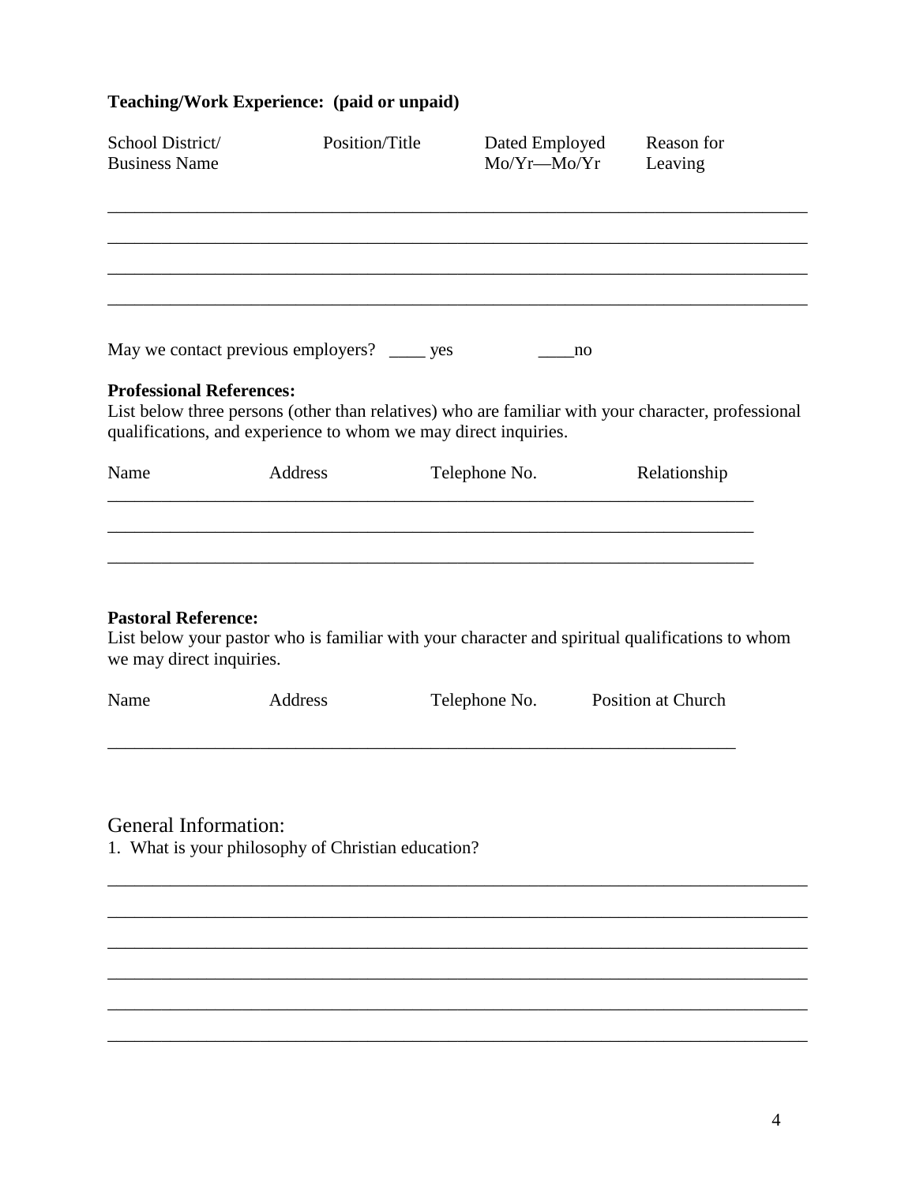**Teaching/Work Experience: (paid or unpaid)**

| School District/ Business Name | Position/Title | Dated Employed Mo/Yr—Mo/Yr | Reason for Leaving |
| --- | --- | --- | --- |
| | | | |
| | | | |
| | | | |
| | | | |

May we contact previous employers? ____ yes ____no

**Professional References:**

List below three persons (other than relatives) who are familiar with your character, professional qualifications, and experience to whom we may direct inquiries.

| Name | Address | Telephone No. | Relationship |
| --- | --- | --- | --- |
| | | | |
| | | | |
| | | | |

**Pastoral Reference:**

List below your pastor who is familiar with your character and spiritual qualifications to whom we may direct inquiries.

| Name | Address | Telephone No. | Position at Church |
| --- | --- | --- | --- |
| | | | |

## General Information:

1. What is your philosophy of Christian education?

______________________________________________________________________________

______________________________________________________________________________

______________________________________________________________________________

______________________________________________________________________________

______________________________________________________________________________

______________________________________________________________________________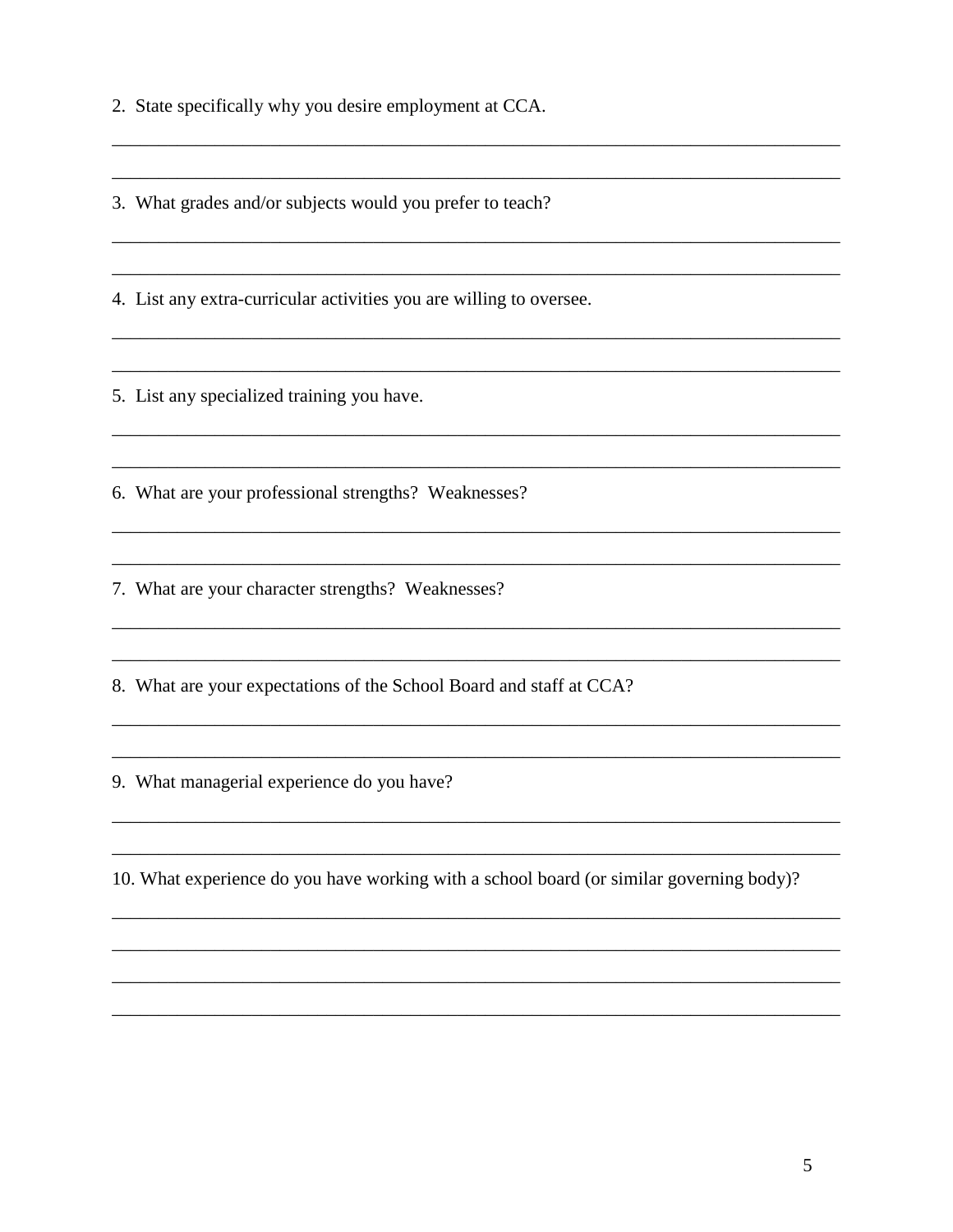2. State specifically why you desire employment at CCA.

\_\_\_\_\_\_\_\_\_\_\_\_\_\_\_\_\_\_\_\_\_\_\_\_\_\_\_\_\_\_\_\_\_\_\_\_\_\_\_\_\_\_\_\_\_\_\_\_\_\_\_\_\_\_\_\_\_\_\_\_\_\_\_\_\_\_\_\_\_\_\_\_\_\_\_\_

\_\_\_\_\_\_\_\_\_\_\_\_\_\_\_\_\_\_\_\_\_\_\_\_\_\_\_\_\_\_\_\_\_\_\_\_\_\_\_\_\_\_\_\_\_\_\_\_\_\_\_\_\_\_\_\_\_\_\_\_\_\_\_\_\_\_\_\_\_\_\_\_\_\_\_\_

3. What grades and/or subjects would you prefer to teach?

\_\_\_\_\_\_\_\_\_\_\_\_\_\_\_\_\_\_\_\_\_\_\_\_\_\_\_\_\_\_\_\_\_\_\_\_\_\_\_\_\_\_\_\_\_\_\_\_\_\_\_\_\_\_\_\_\_\_\_\_\_\_\_\_\_\_\_\_\_\_\_\_\_\_\_\_

\_\_\_\_\_\_\_\_\_\_\_\_\_\_\_\_\_\_\_\_\_\_\_\_\_\_\_\_\_\_\_\_\_\_\_\_\_\_\_\_\_\_\_\_\_\_\_\_\_\_\_\_\_\_\_\_\_\_\_\_\_\_\_\_\_\_\_\_\_\_\_\_\_\_\_\_

4. List any extra-curricular activities you are willing to oversee.

\_\_\_\_\_\_\_\_\_\_\_\_\_\_\_\_\_\_\_\_\_\_\_\_\_\_\_\_\_\_\_\_\_\_\_\_\_\_\_\_\_\_\_\_\_\_\_\_\_\_\_\_\_\_\_\_\_\_\_\_\_\_\_\_\_\_\_\_\_\_\_\_\_\_\_\_

\_\_\_\_\_\_\_\_\_\_\_\_\_\_\_\_\_\_\_\_\_\_\_\_\_\_\_\_\_\_\_\_\_\_\_\_\_\_\_\_\_\_\_\_\_\_\_\_\_\_\_\_\_\_\_\_\_\_\_\_\_\_\_\_\_\_\_\_\_\_\_\_\_\_\_\_

5. List any specialized training you have.

\_\_\_\_\_\_\_\_\_\_\_\_\_\_\_\_\_\_\_\_\_\_\_\_\_\_\_\_\_\_\_\_\_\_\_\_\_\_\_\_\_\_\_\_\_\_\_\_\_\_\_\_\_\_\_\_\_\_\_\_\_\_\_\_\_\_\_\_\_\_\_\_\_\_\_\_

\_\_\_\_\_\_\_\_\_\_\_\_\_\_\_\_\_\_\_\_\_\_\_\_\_\_\_\_\_\_\_\_\_\_\_\_\_\_\_\_\_\_\_\_\_\_\_\_\_\_\_\_\_\_\_\_\_\_\_\_\_\_\_\_\_\_\_\_\_\_\_\_\_\_\_\_

6. What are your professional strengths? Weaknesses?

\_\_\_\_\_\_\_\_\_\_\_\_\_\_\_\_\_\_\_\_\_\_\_\_\_\_\_\_\_\_\_\_\_\_\_\_\_\_\_\_\_\_\_\_\_\_\_\_\_\_\_\_\_\_\_\_\_\_\_\_\_\_\_\_\_\_\_\_\_\_\_\_\_\_\_\_

\_\_\_\_\_\_\_\_\_\_\_\_\_\_\_\_\_\_\_\_\_\_\_\_\_\_\_\_\_\_\_\_\_\_\_\_\_\_\_\_\_\_\_\_\_\_\_\_\_\_\_\_\_\_\_\_\_\_\_\_\_\_\_\_\_\_\_\_\_\_\_\_\_\_\_\_

7. What are your character strengths? Weaknesses?

\_\_\_\_\_\_\_\_\_\_\_\_\_\_\_\_\_\_\_\_\_\_\_\_\_\_\_\_\_\_\_\_\_\_\_\_\_\_\_\_\_\_\_\_\_\_\_\_\_\_\_\_\_\_\_\_\_\_\_\_\_\_\_\_\_\_\_\_\_\_\_\_\_\_\_\_

\_\_\_\_\_\_\_\_\_\_\_\_\_\_\_\_\_\_\_\_\_\_\_\_\_\_\_\_\_\_\_\_\_\_\_\_\_\_\_\_\_\_\_\_\_\_\_\_\_\_\_\_\_\_\_\_\_\_\_\_\_\_\_\_\_\_\_\_\_\_\_\_\_\_\_\_

8. What are your expectations of the School Board and staff at CCA?

\_\_\_\_\_\_\_\_\_\_\_\_\_\_\_\_\_\_\_\_\_\_\_\_\_\_\_\_\_\_\_\_\_\_\_\_\_\_\_\_\_\_\_\_\_\_\_\_\_\_\_\_\_\_\_\_\_\_\_\_\_\_\_\_\_\_\_\_\_\_\_\_\_\_\_\_

\_\_\_\_\_\_\_\_\_\_\_\_\_\_\_\_\_\_\_\_\_\_\_\_\_\_\_\_\_\_\_\_\_\_\_\_\_\_\_\_\_\_\_\_\_\_\_\_\_\_\_\_\_\_\_\_\_\_\_\_\_\_\_\_\_\_\_\_\_\_\_\_\_\_\_\_

9. What managerial experience do you have?

\_\_\_\_\_\_\_\_\_\_\_\_\_\_\_\_\_\_\_\_\_\_\_\_\_\_\_\_\_\_\_\_\_\_\_\_\_\_\_\_\_\_\_\_\_\_\_\_\_\_\_\_\_\_\_\_\_\_\_\_\_\_\_\_\_\_\_\_\_\_\_\_\_\_\_\_

\_\_\_\_\_\_\_\_\_\_\_\_\_\_\_\_\_\_\_\_\_\_\_\_\_\_\_\_\_\_\_\_\_\_\_\_\_\_\_\_\_\_\_\_\_\_\_\_\_\_\_\_\_\_\_\_\_\_\_\_\_\_\_\_\_\_\_\_\_\_\_\_\_\_\_\_

10. What experience do you have working with a school board (or similar governing body)?

\_\_\_\_\_\_\_\_\_\_\_\_\_\_\_\_\_\_\_\_\_\_\_\_\_\_\_\_\_\_\_\_\_\_\_\_\_\_\_\_\_\_\_\_\_\_\_\_\_\_\_\_\_\_\_\_\_\_\_\_\_\_\_\_\_\_\_\_\_\_\_\_\_\_\_\_

\_\_\_\_\_\_\_\_\_\_\_\_\_\_\_\_\_\_\_\_\_\_\_\_\_\_\_\_\_\_\_\_\_\_\_\_\_\_\_\_\_\_\_\_\_\_\_\_\_\_\_\_\_\_\_\_\_\_\_\_\_\_\_\_\_\_\_\_\_\_\_\_\_\_\_\_

\_\_\_\_\_\_\_\_\_\_\_\_\_\_\_\_\_\_\_\_\_\_\_\_\_\_\_\_\_\_\_\_\_\_\_\_\_\_\_\_\_\_\_\_\_\_\_\_\_\_\_\_\_\_\_\_\_\_\_\_\_\_\_\_\_\_\_\_\_\_\_\_\_\_\_\_

\_\_\_\_\_\_\_\_\_\_\_\_\_\_\_\_\_\_\_\_\_\_\_\_\_\_\_\_\_\_\_\_\_\_\_\_\_\_\_\_\_\_\_\_\_\_\_\_\_\_\_\_\_\_\_\_\_\_\_\_\_\_\_\_\_\_\_\_\_\_\_\_\_\_\_\_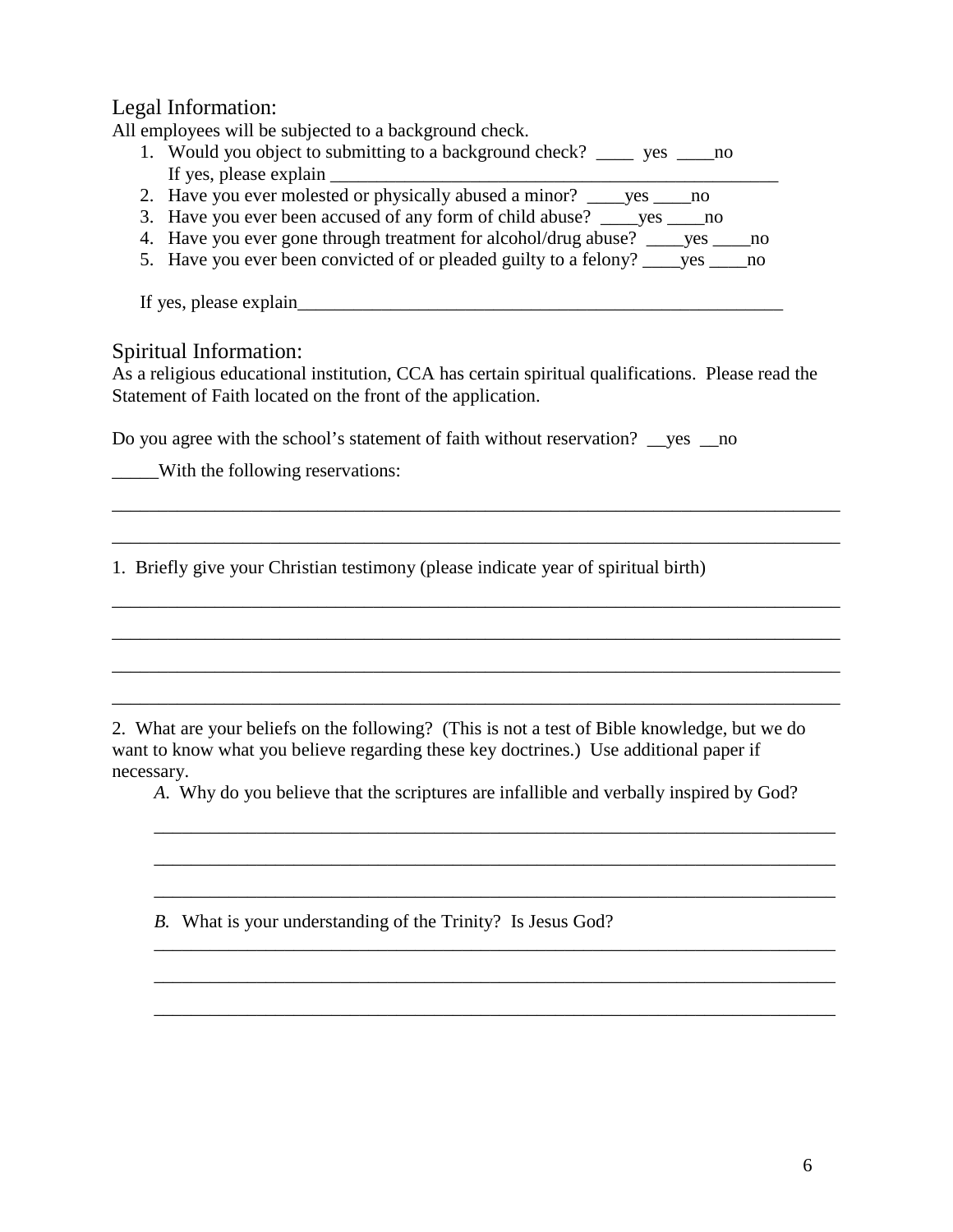## Legal Information:

All employees will be subjected to a background check.

1. Would you object to submitting to a background check? ____ yes ____no
   If yes, please explain ___________________________________________________
2. Have you ever molested or physically abused a minor? ____yes ____no
3. Have you ever been accused of any form of child abuse? ____yes ____no
4. Have you ever gone through treatment for alcohol/drug abuse? ____yes ____no
5. Have you ever been convicted of or pleaded guilty to a felony? ____yes ____no

If yes, please explain______________________________________________________

## Spiritual Information:

As a religious educational institution, CCA has certain spiritual qualifications. Please read the Statement of Faith located on the front of the application.

Do you agree with the school's statement of faith without reservation? __yes __no

_____With the following reservations:

_______________________________________________________________________________

_______________________________________________________________________________

1. Briefly give your Christian testimony (please indicate year of spiritual birth)

_______________________________________________________________________________

_______________________________________________________________________________

_______________________________________________________________________________

_______________________________________________________________________________

2. What are your beliefs on the following? (This is not a test of Bible knowledge, but we do want to know what you believe regarding these key doctrines.) Use additional paper if necessary.

*A.* Why do you believe that the scriptures are infallible and verbally inspired by God?

_____________________________________________________________________________

_____________________________________________________________________________

_____________________________________________________________________________

*B.* What is your understanding of the Trinity? Is Jesus God?

_____________________________________________________________________________

_____________________________________________________________________________

_____________________________________________________________________________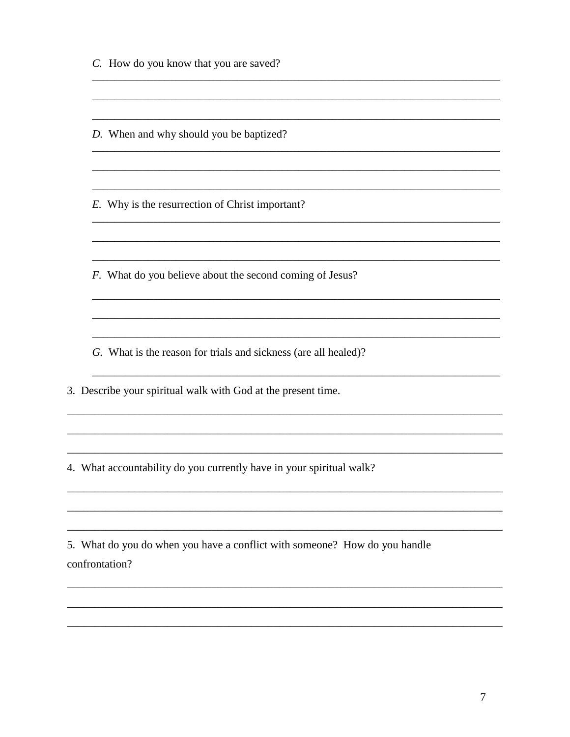*C.* How do you know that you are saved?

______________________________________________________________________________

______________________________________________________________________________

______________________________________________________________________________

*D.* When and why should you be baptized?

______________________________________________________________________________

______________________________________________________________________________

______________________________________________________________________________

*E.* Why is the resurrection of Christ important?

______________________________________________________________________________

______________________________________________________________________________

______________________________________________________________________________

*F.* What do you believe about the second coming of Jesus?

______________________________________________________________________________

______________________________________________________________________________

______________________________________________________________________________

*G.* What is the reason for trials and sickness (are all healed)?

______________________________________________________________________________

3. Describe your spiritual walk with God at the present time.

______________________________________________________________________________

______________________________________________________________________________

______________________________________________________________________________

4. What accountability do you currently have in your spiritual walk?

______________________________________________________________________________

______________________________________________________________________________

______________________________________________________________________________

5. What do you do when you have a conflict with someone? How do you handle confrontation?

______________________________________________________________________________

______________________________________________________________________________

______________________________________________________________________________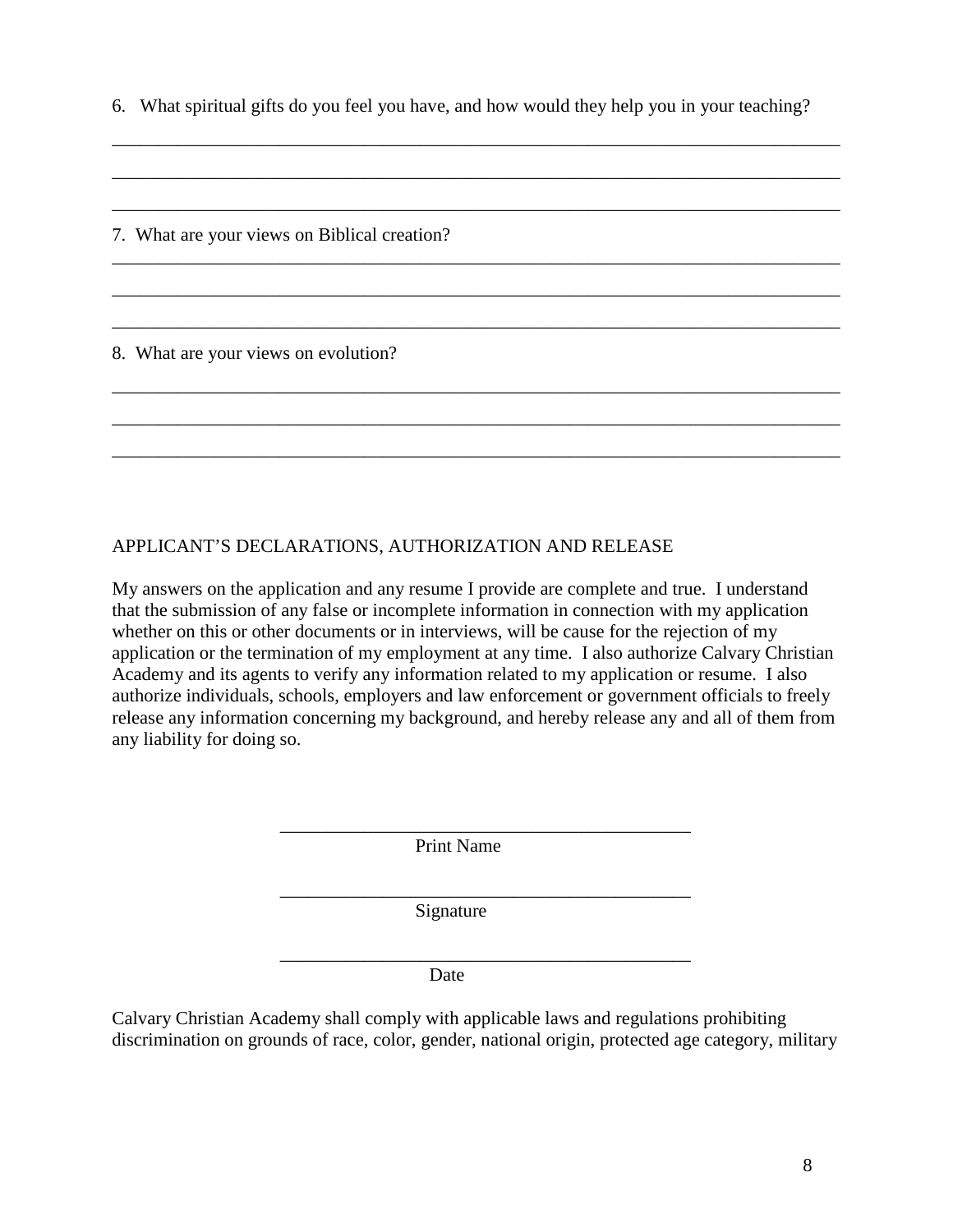6. What spiritual gifts do you feel you have, and how would they help you in your teaching?

________________________________________________________________________________

________________________________________________________________________________

________________________________________________________________________________

7. What are your views on Biblical creation?

________________________________________________________________________________

________________________________________________________________________________

________________________________________________________________________________

8. What are your views on evolution?

________________________________________________________________________________

________________________________________________________________________________

________________________________________________________________________________

APPLICANT'S DECLARATIONS, AUTHORIZATION AND RELEASE

My answers on the application and any resume I provide are complete and true. I understand that the submission of any false or incomplete information in connection with my application whether on this or other documents or in interviews, will be cause for the rejection of my application or the termination of my employment at any time. I also authorize Calvary Christian Academy and its agents to verify any information related to my application or resume. I also authorize individuals, schools, employers and law enforcement or government officials to freely release any information concerning my background, and hereby release any and all of them from any liability for doing so.

____________________________________________
Print Name

____________________________________________
Signature

____________________________________________
Date

Calvary Christian Academy shall comply with applicable laws and regulations prohibiting discrimination on grounds of race, color, gender, national origin, protected age category, military